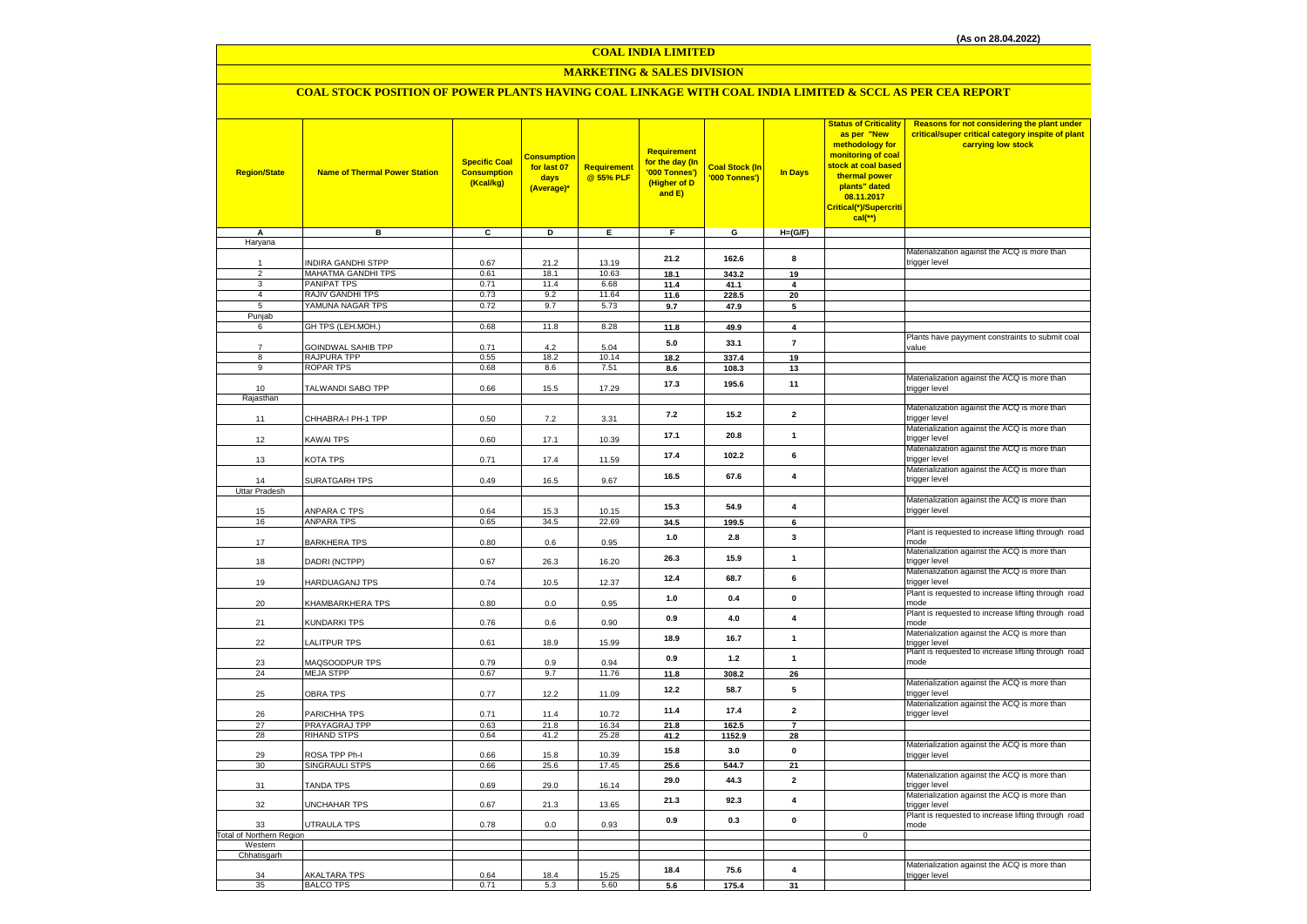(As on 28.04.2022)

# COAL INDIA LIMITED

## MARKETING & SALES DIVISION

### COAL STOCK POSITION OF POWER PLANTS HAVING COAL LINKAGE WITH COAL INDIA LIMITED & SCCL AS PER CEA REPORT

| Region/State | Name of Thermal Power Station | Specific Coal Consumption (Kcal/kg) | Consumption for last 07 days (Average)* | Requirement @ 55% PLF | Requirement for the day (In '000 Tonnes') (Higher of D and E) | Coal Stock (In '000 Tonnes') | In Days | Status of Criticality as per "New methodology for monitoring of coal stock at coal based thermal power plants" dated 08.11.2017 Critical(*)/Supercritical(**) | Reasons for not considering the plant under critical/super critical category inspite of plant carrying low stock |
|---|---|---|---|---|---|---|---|---|---|
| A | B | C | D | E | F | G | H=(G/F) | | |
| Haryana | | | | | | | | | |
| 1 | INDIRA GANDHI STPP | 0.67 | 21.2 | 13.19 | 21.2 | 162.6 | 8 | | Materialization against the ACQ is more than trigger level |
| 2 | MAHATMA GANDHI TPS | 0.61 | 18.1 | 10.63 | 18.1 | 343.2 | 19 | | |
| 3 | PANIPAT TPS | 0.71 | 11.4 | 6.68 | 11.4 | 41.1 | 4 | | |
| 4 | RAJIV GANDHI TPS | 0.73 | 9.2 | 11.64 | 11.6 | 228.5 | 20 | | |
| 5 | YAMUNA NAGAR TPS | 0.72 | 9.7 | 5.73 | 9.7 | 47.9 | 5 | | |
| Punjab | | | | | | | | | |
| 6 | GH TPS (LEH.MOH.) | 0.68 | 11.8 | 8.28 | 11.8 | 49.9 | 4 | | |
| 7 | GOINDWAL SAHIB TPP | 0.71 | 4.2 | 5.04 | 5.0 | 33.1 | 7 | | Plants have payyment constraints to submit coal value |
| 8 | RAJPURA TPP | 0.55 | 18.2 | 10.14 | 18.2 | 337.4 | 19 | | |
| 9 | ROPAR TPS | 0.68 | 8.6 | 7.51 | 8.6 | 108.3 | 13 | | |
| 10 | TALWANDI SABO TPP | 0.66 | 15.5 | 17.29 | 17.3 | 195.6 | 11 | | Materialization against the ACQ is more than trigger level |
| Rajasthan | | | | | | | | | |
| 11 | CHHABRA-I PH-1 TPP | 0.50 | 7.2 | 3.31 | 7.2 | 15.2 | 2 | | Materialization against the ACQ is more than trigger level |
| 12 | KAWAI TPS | 0.60 | 17.1 | 10.39 | 17.1 | 20.8 | 1 | | Materialization against the ACQ is more than trigger level |
| 13 | KOTA TPS | 0.71 | 17.4 | 11.59 | 17.4 | 102.2 | 6 | | Materialization against the ACQ is more than trigger level |
| 14 | SURATGARH TPS | 0.49 | 16.5 | 9.67 | 16.5 | 67.6 | 4 | | Materialization against the ACQ is more than trigger level |
| Uttar Pradesh | | | | | | | | | |
| 15 | ANPARA C TPS | 0.64 | 15.3 | 10.15 | 15.3 | 54.9 | 4 | | Materialization against the ACQ is more than trigger level |
| 16 | ANPARA TPS | 0.65 | 34.5 | 22.69 | 34.5 | 199.5 | 6 | | |
| 17 | BARKHERA TPS | 0.80 | 0.6 | 0.95 | 1.0 | 2.8 | 3 | | Plant is requested to increase lifting through road mode |
| 18 | DADRI (NCTPP) | 0.67 | 26.3 | 16.20 | 26.3 | 15.9 | 1 | | Materialization against the ACQ is more than trigger level |
| 19 | HARDUAGANJ TPS | 0.74 | 10.5 | 12.37 | 12.4 | 68.7 | 6 | | Materialization against the ACQ is more than trigger level |
| 20 | KHAMBARKHERA TPS | 0.80 | 0.0 | 0.95 | 1.0 | 0.4 | 0 | | Plant is requested to increase lifting through road mode |
| 21 | KUNDARKI TPS | 0.76 | 0.6 | 0.90 | 0.9 | 4.0 | 4 | | Plant is requested to increase lifting through road mode |
| 22 | LALITPUR TPS | 0.61 | 18.9 | 15.99 | 18.9 | 16.7 | 1 | | Materialization against the ACQ is more than trigger level |
| 23 | MAQSOODPUR TPS | 0.79 | 0.9 | 0.94 | 0.9 | 1.2 | 1 | | Plant is requested to increase lifting through road mode |
| 24 | MEJA STPP | 0.67 | 9.7 | 11.76 | 11.8 | 308.2 | 26 | | |
| 25 | OBRA TPS | 0.77 | 12.2 | 11.09 | 12.2 | 58.7 | 5 | | Materialization against the ACQ is more than trigger level |
| 26 | PARICHHA TPS | 0.71 | 11.4 | 10.72 | 11.4 | 17.4 | 2 | | Materialization against the ACQ is more than trigger level |
| 27 | PRAYAGRAJ TPP | 0.63 | 21.8 | 16.34 | 21.8 | 162.5 | 7 | | |
| 28 | RIHAND STPS | 0.64 | 41.2 | 25.28 | 41.2 | 1152.9 | 28 | | |
| 29 | ROSA TPP Ph-I | 0.66 | 15.8 | 10.39 | 15.8 | 3.0 | 0 | | Materialization against the ACQ is more than trigger level |
| 30 | SINGRAULI STPS | 0.66 | 25.6 | 17.45 | 25.6 | 544.7 | 21 | | |
| 31 | TANDA TPS | 0.69 | 29.0 | 16.14 | 29.0 | 44.3 | 2 | | Materialization against the ACQ is more than trigger level |
| 32 | UNCHAHAR TPS | 0.67 | 21.3 | 13.65 | 21.3 | 92.3 | 4 | | Materialization against the ACQ is more than trigger level |
| 33 | UTRAULA TPS | 0.78 | 0.0 | 0.93 | 0.9 | 0.3 | 0 | | Plant is requested to increase lifting through road mode |
| Total of Northern Region | | | | | | | | 0 | |
| Western | | | | | | | | | |
| Chhatisgarh | | | | | | | | | |
| 34 | AKALTARA TPS | 0.64 | 18.4 | 15.25 | 18.4 | 75.6 | 4 | | Materialization against the ACQ is more than trigger level |
| 35 | BALCO TPS | 0.71 | 5.3 | 5.60 | 5.6 | 175.4 | 31 | | |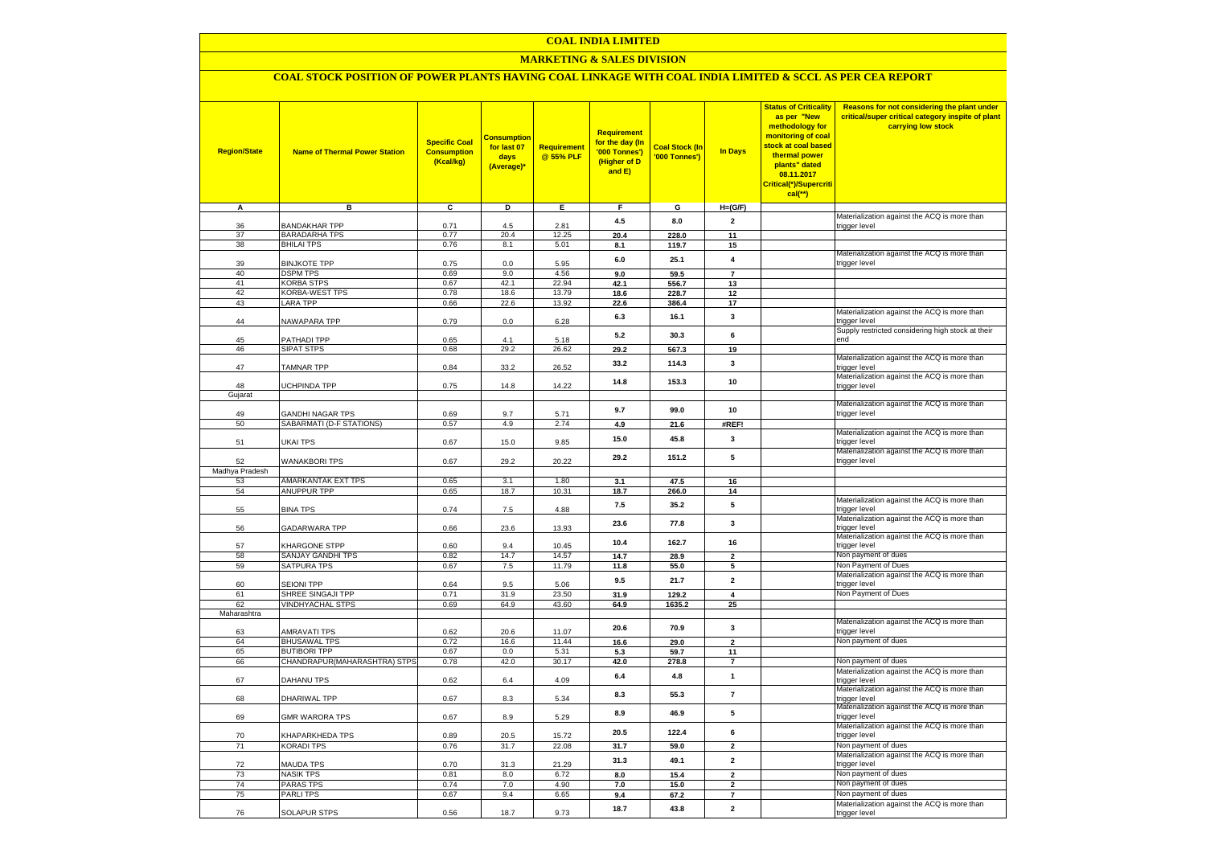# COAL INDIA LIMITED

## MARKETING & SALES DIVISION

### COAL STOCK POSITION OF POWER PLANTS HAVING COAL LINKAGE WITH COAL INDIA LIMITED & SCCL AS PER CEA REPORT

| Region/State | Name of Thermal Power Station | Specific Coal Consumption (Kcal/kg) | Consumption for last 07 days (Average)* | Requirement @ 55% PLF | Requirement for the day (In '000 Tonnes') (Higher of D and E) | Coal Stock (In '000 Tonnes') | In Days | Status of Criticality as per "New methodology for monitoring of coal stock at coal based thermal power plants" dated 08.11.2017 Critical(*)/Supercritical(**) | Reasons for not considering the plant under critical/super critical category inspite of plant carrying low stock |
|---|---|---|---|---|---|---|---|---|---|
| A | B | C | D | E | F | G | H=(G/F) | | |
| 36 | BANDAKHAR TPP | 0.71 | 4.5 | 2.81 | 4.5 | 8.0 | 2 | | Materialization against the ACQ is more than trigger level |
| 37 | BARADARHA TPS | 0.77 | 20.4 | 12.25 | 20.4 | 228.0 | 11 | | |
| 38 | BHILAI TPS | 0.76 | 8.1 | 5.01 | 8.1 | 119.7 | 15 | | |
| 39 | BINJKOTE TPP | 0.75 | 0.0 | 5.95 | 6.0 | 25.1 | 4 | | Materialization against the ACQ is more than trigger level |
| 40 | DSPM TPS | 0.69 | 9.0 | 4.56 | 9.0 | 59.5 | 7 | | |
| 41 | KORBA STPS | 0.67 | 42.1 | 22.94 | 42.1 | 556.7 | 13 | | |
| 42 | KORBA-WEST TPS | 0.78 | 18.6 | 13.79 | 18.6 | 228.7 | 12 | | |
| 43 | LARA TPP | 0.66 | 22.6 | 13.92 | 22.6 | 386.4 | 17 | | |
| 44 | NAWAPARA TPP | 0.79 | 0.0 | 6.28 | 6.3 | 16.1 | 3 | | Materialization against the ACQ is more than trigger level |
| 45 | PATHADI TPP | 0.65 | 4.1 | 5.18 | 5.2 | 30.3 | 6 | | Supply restricted considering high stock at their end |
| 46 | SIPAT STPS | 0.68 | 29.2 | 26.62 | 29.2 | 567.3 | 19 | | |
| 47 | TAMNAR TPP | 0.84 | 33.2 | 26.52 | 33.2 | 114.3 | 3 | | Materialization against the ACQ is more than trigger level |
| 48 | UCHPINDA TPP | 0.75 | 14.8 | 14.22 | 14.8 | 153.3 | 10 | | Materialization against the ACQ is more than trigger level |
| Gujarat | | | | | | | | | |
| 49 | GANDHI NAGAR TPS | 0.69 | 9.7 | 5.71 | 9.7 | 99.0 | 10 | | Materialization against the ACQ is more than trigger level |
| 50 | SABARMATI (D-F STATIONS) | 0.57 | 4.9 | 2.74 | 4.9 | 21.6 | #REF! | | |
| 51 | UKAI TPS | 0.67 | 15.0 | 9.85 | 15.0 | 45.8 | 3 | | Materialization against the ACQ is more than trigger level |
| 52 | WANAKBORI TPS | 0.67 | 29.2 | 20.22 | 29.2 | 151.2 | 5 | | Materialization against the ACQ is more than trigger level |
| Madhya Pradesh | | | | | | | | | |
| 53 | AMARKANTAK EXT TPS | 0.65 | 3.1 | 1.80 | 3.1 | 47.5 | 16 | | |
| 54 | ANUPPUR TPP | 0.65 | 18.7 | 10.31 | 18.7 | 266.0 | 14 | | |
| 55 | BINA TPS | 0.74 | 7.5 | 4.88 | 7.5 | 35.2 | 5 | | Materialization against the ACQ is more than trigger level |
| 56 | GADARWARA TPP | 0.66 | 23.6 | 13.93 | 23.6 | 77.8 | 3 | | Materialization against the ACQ is more than trigger level |
| 57 | KHARGONE STPP | 0.60 | 9.4 | 10.45 | 10.4 | 162.7 | 16 | | Materialization against the ACQ is more than trigger level |
| 58 | SANJAY GANDHI TPS | 0.82 | 14.7 | 14.57 | 14.7 | 28.9 | 2 | | Non payment of dues |
| 59 | SATPURA TPS | 0.67 | 7.5 | 11.79 | 11.8 | 55.0 | 5 | | Non Payment of Dues |
| 60 | SEIONI TPP | 0.64 | 9.5 | 5.06 | 9.5 | 21.7 | 2 | | Materialization against the ACQ is more than trigger level |
| 61 | SHREE SINGAJI TPP | 0.71 | 31.9 | 23.50 | 31.9 | 129.2 | 4 | | Non Payment of Dues |
| 62 | VINDHYACHAL STPS | 0.69 | 64.9 | 43.60 | 64.9 | 1635.2 | 25 | | |
| Maharashtra | | | | | | | | | |
| 63 | AMRAVATI TPS | 0.62 | 20.6 | 11.07 | 20.6 | 70.9 | 3 | | Materialization against the ACQ is more than trigger level |
| 64 | BHUSAWAL TPS | 0.72 | 16.6 | 11.44 | 16.6 | 29.0 | 2 | | Non payment of dues |
| 65 | BUTIBORI TPP | 0.67 | 0.0 | 5.31 | 5.3 | 59.7 | 11 | | |
| 66 | CHANDRAPUR(MAHARASHTRA) STPS | 0.78 | 42.0 | 30.17 | 42.0 | 278.8 | 7 | | Non payment of dues |
| 67 | DAHANU TPS | 0.62 | 6.4 | 4.09 | 6.4 | 4.8 | 1 | | Materialization against the ACQ is more than trigger level |
| 68 | DHARIWAL TPP | 0.67 | 8.3 | 5.34 | 8.3 | 55.3 | 7 | | Materialization against the ACQ is more than trigger level |
| 69 | GMR WARORA TPS | 0.67 | 8.9 | 5.29 | 8.9 | 46.9 | 5 | | Materialization against the ACQ is more than trigger level |
| 70 | KHAPARKHEDA TPS | 0.89 | 20.5 | 15.72 | 20.5 | 122.4 | 6 | | Materialization against the ACQ is more than trigger level |
| 71 | KORADI TPS | 0.76 | 31.7 | 22.08 | 31.7 | 59.0 | 2 | | Non payment of dues |
| 72 | MAUDA TPS | 0.70 | 31.3 | 21.29 | 31.3 | 49.1 | 2 | | Materialization against the ACQ is more than trigger level |
| 73 | NASIK TPS | 0.81 | 8.0 | 6.72 | 8.0 | 15.4 | 2 | | Non payment of dues |
| 74 | PARAS TPS | 0.74 | 7.0 | 4.90 | 7.0 | 15.0 | 2 | | Non payment of dues |
| 75 | PARLI TPS | 0.67 | 9.4 | 6.65 | 9.4 | 67.2 | 7 | | Non payment of dues |
| 76 | SOLAPUR STPS | 0.56 | 18.7 | 9.73 | 18.7 | 43.8 | 2 | | Materialization against the ACQ is more than trigger level |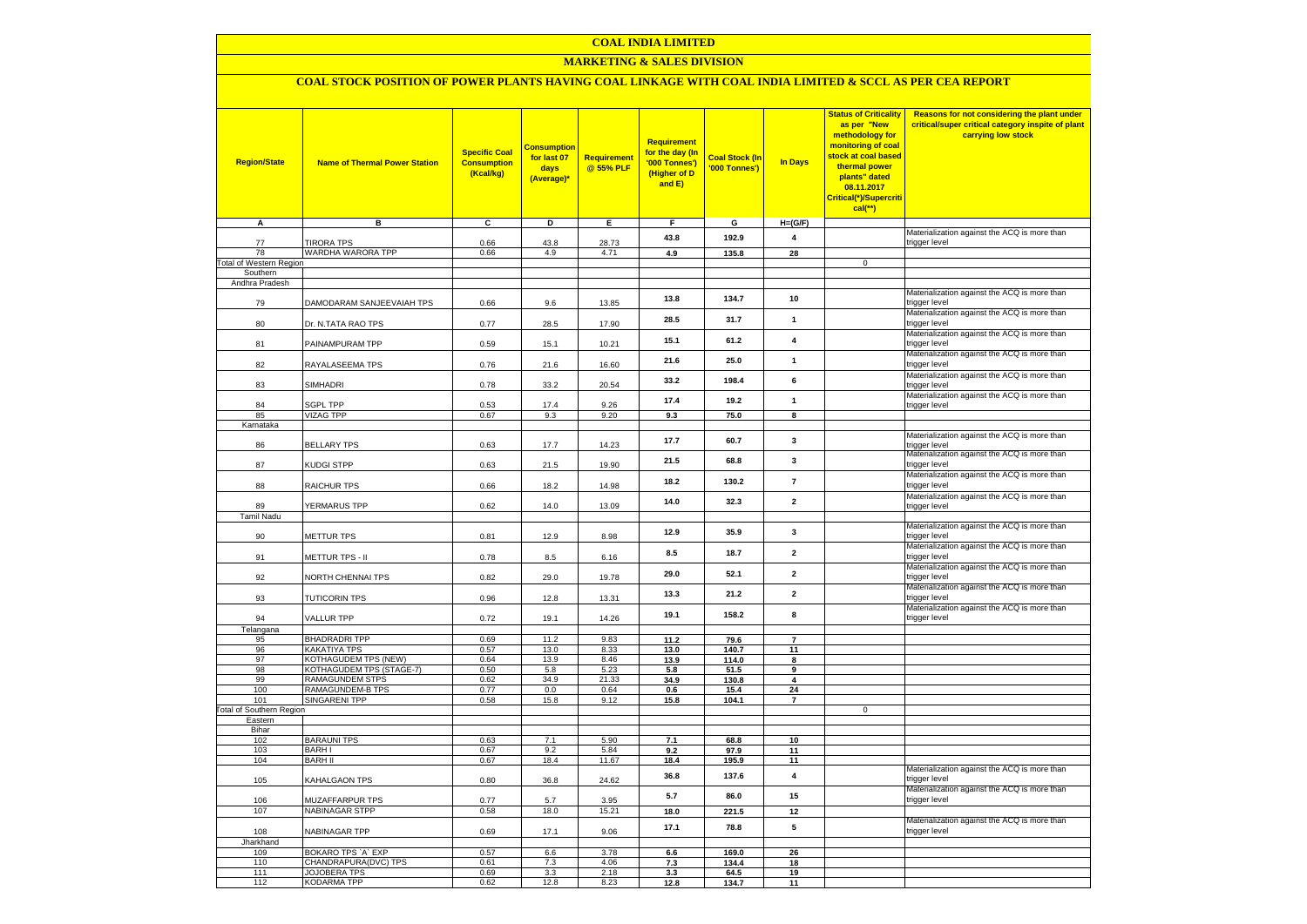# COAL INDIA LIMITED

## MARKETING & SALES DIVISION

### COAL STOCK POSITION OF POWER PLANTS HAVING COAL LINKAGE WITH COAL INDIA LIMITED & SCCL AS PER CEA REPORT

| Region/State | Name of Thermal Power Station | Specific Coal Consumption (Kcal/kg) | Consumption for last 07 days (Average)* | Requirement @ 55% PLF | Requirement for the day (In '000 Tonnes') (Higher of D and E) | Coal Stock (In '000 Tonnes') | In Days | Status of Criticality as per "New methodology for monitoring of coal stock at coal based thermal power plants" dated 08.11.2017 Critical(*)/Supercritical(**) | Reasons for not considering the plant under critical/super critical category inspite of plant carrying low stock |
|---|---|---|---|---|---|---|---|---|---|
| A | B | C | D | E | F | G | H=(G/F) | | |
| 77 | TIRORA TPS | 0.66 | 43.8 | 28.73 | 43.8 | 192.9 | 4 | | Materialization against the ACQ is more than trigger level |
| 78 | WARDHA WARORA TPP | 0.66 | 4.9 | 4.71 | 4.9 | 135.8 | 28 | | |
| Total of Western Region | | | | | | | | 0 | |
| Southern | | | | | | | | | |
| Andhra Pradesh | | | | | | | | | |
| 79 | DAMODARAM SANJEEVAIAH TPS | 0.66 | 9.6 | 13.85 | 13.8 | 134.7 | 10 | | Materialization against the ACQ is more than trigger level |
| 80 | Dr. N.TATA RAO TPS | 0.77 | 28.5 | 17.90 | 28.5 | 31.7 | 1 | | Materialization against the ACQ is more than trigger level |
| 81 | PAINAMPURAM TPP | 0.59 | 15.1 | 10.21 | 15.1 | 61.2 | 4 | | Materialization against the ACQ is more than trigger level |
| 82 | RAYALASEEMA TPS | 0.76 | 21.6 | 16.60 | 21.6 | 25.0 | 1 | | Materialization against the ACQ is more than trigger level |
| 83 | SIMHADRI | 0.78 | 33.2 | 20.54 | 33.2 | 198.4 | 6 | | Materialization against the ACQ is more than trigger level |
| 84 | SGPL TPP | 0.53 | 17.4 | 9.26 | 17.4 | 19.2 | 1 | | Materialization against the ACQ is more than trigger level |
| 85 | VIZAG TPP | 0.67 | 9.3 | 9.20 | 9.3 | 75.0 | 8 | | |
| Karnataka | | | | | | | | | |
| 86 | BELLARY TPS | 0.63 | 17.7 | 14.23 | 17.7 | 60.7 | 3 | | Materialization against the ACQ is more than trigger level |
| 87 | KUDGI STPP | 0.63 | 21.5 | 19.90 | 21.5 | 68.8 | 3 | | Materialization against the ACQ is more than trigger level |
| 88 | RAICHUR TPS | 0.66 | 18.2 | 14.98 | 18.2 | 130.2 | 7 | | Materialization against the ACQ is more than trigger level |
| 89 | YERMARUS TPP | 0.62 | 14.0 | 13.09 | 14.0 | 32.3 | 2 | | Materialization against the ACQ is more than trigger level |
| Tamil Nadu | | | | | | | | | |
| 90 | METTUR TPS | 0.81 | 12.9 | 8.98 | 12.9 | 35.9 | 3 | | Materialization against the ACQ is more than trigger level |
| 91 | METTUR TPS - II | 0.78 | 8.5 | 6.16 | 8.5 | 18.7 | 2 | | Materialization against the ACQ is more than trigger level |
| 92 | NORTH CHENNAI TPS | 0.82 | 29.0 | 19.78 | 29.0 | 52.1 | 2 | | Materialization against the ACQ is more than trigger level |
| 93 | TUTICORIN TPS | 0.96 | 12.8 | 13.31 | 13.3 | 21.2 | 2 | | Materialization against the ACQ is more than trigger level |
| 94 | VALLUR TPP | 0.72 | 19.1 | 14.26 | 19.1 | 158.2 | 8 | | Materialization against the ACQ is more than trigger level |
| Telangana | | | | | | | | | |
| 95 | BHADRADRI TPP | 0.69 | 11.2 | 9.83 | 11.2 | 79.6 | 7 | | |
| 96 | KAKATIYA TPS | 0.57 | 13.0 | 8.33 | 13.0 | 140.7 | 11 | | |
| 97 | KOTHAGUDEM TPS (NEW) | 0.64 | 13.9 | 8.46 | 13.9 | 114.0 | 8 | | |
| 98 | KOTHAGUDEM TPS (STAGE-7) | 0.50 | 5.8 | 5.23 | 5.8 | 51.5 | 9 | | |
| 99 | RAMAGUNDEM STPS | 0.62 | 34.9 | 21.33 | 34.9 | 130.8 | 4 | | |
| 100 | RAMAGUNDEM-B TPS | 0.77 | 0.0 | 0.64 | 0.6 | 15.4 | 24 | | |
| 101 | SINGARENI TPP | 0.58 | 15.8 | 9.12 | 15.8 | 104.1 | 7 | | |
| Total of Southern Region | | | | | | | | 0 | |
| Eastern | | | | | | | | | |
| Bihar | | | | | | | | | |
| 102 | BARAUNI TPS | 0.63 | 7.1 | 5.90 | 7.1 | 68.8 | 10 | | |
| 103 | BARH I | 0.67 | 9.2 | 5.84 | 9.2 | 97.9 | 11 | | |
| 104 | BARH II | 0.67 | 18.4 | 11.67 | 18.4 | 195.9 | 11 | | |
| 105 | KAHALGAON TPS | 0.80 | 36.8 | 24.62 | 36.8 | 137.6 | 4 | | Materialization against the ACQ is more than trigger level |
| 106 | MUZAFFARPUR TPS | 0.77 | 5.7 | 3.95 | 5.7 | 86.0 | 15 | | Materialization against the ACQ is more than trigger level |
| 107 | NABINAGAR STPP | 0.58 | 18.0 | 15.21 | 18.0 | 221.5 | 12 | | |
| 108 | NABINAGAR TPP | 0.69 | 17.1 | 9.06 | 17.1 | 78.8 | 5 | | Materialization against the ACQ is more than trigger level |
| Jharkhand | | | | | | | | | |
| 109 | BOKARO TPS `A` EXP | 0.57 | 6.6 | 3.78 | 6.6 | 169.0 | 26 | | |
| 110 | CHANDRAPURA(DVC) TPS | 0.61 | 7.3 | 4.06 | 7.3 | 134.4 | 18 | | |
| 111 | JOJOBERA TPS | 0.69 | 3.3 | 2.18 | 3.3 | 64.5 | 19 | | |
| 112 | KODARMA TPP | 0.62 | 12.8 | 8.23 | 12.8 | 134.7 | 11 | | |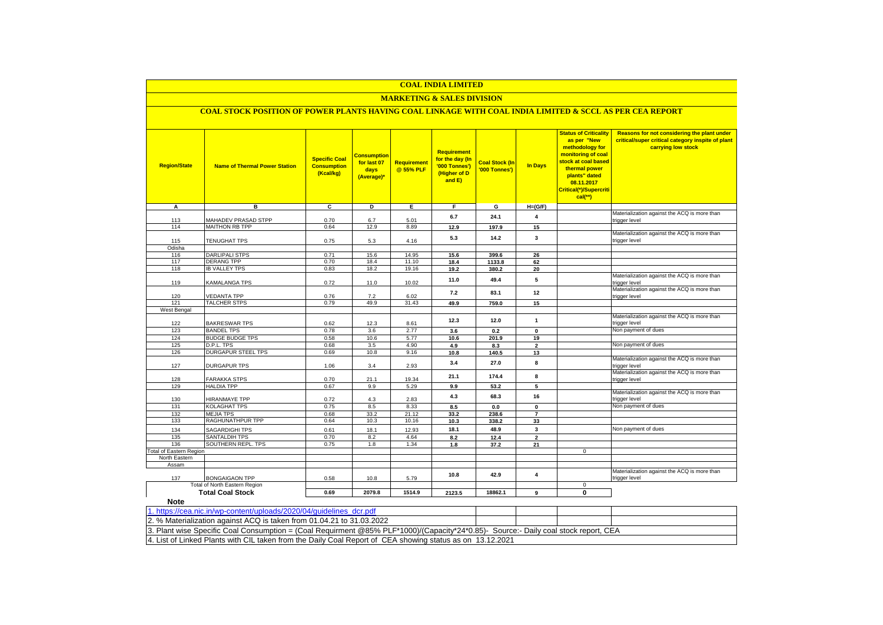# COAL INDIA LIMITED

## MARKETING & SALES DIVISION

### COAL STOCK POSITION OF POWER PLANTS HAVING COAL LINKAGE WITH COAL INDIA LIMITED & SCCL AS PER CEA REPORT

| Region/State | Name of Thermal Power Station | Specific Coal Consumption (Kcal/kg) | Consumption for last 07 days (Average)* | Requirement @ 55% PLF | Requirement for the day (In '000 Tonnes') (Higher of D and E) | Coal Stock (In '000 Tonnes') | In Days | Status of Criticality as per "New methodology for monitoring of coal stock at coal based thermal power plants" dated 08.11.2017 Critical(*)/Supercritical(**) | Reasons for not considering the plant under critical/super critical category inspite of plant carrying low stock |
|---|---|---|---|---|---|---|---|---|---|
| A | B | C | D | E | F | G | H=(G/F) | | |
| 113 | MAHADEV PRASAD STPP | 0.70 | 6.7 | 5.01 | 6.7 | 24.1 | 4 | | Materialization against the ACQ is more than trigger level |
| 114 | MAITHON RB TPP | 0.64 | 12.9 | 8.89 | 12.9 | 197.9 | 15 | | |
| 115 | TENUGHAT TPS | 0.75 | 5.3 | 4.16 | 5.3 | 14.2 | 3 | | Materialization against the ACQ is more than trigger level |
| Odisha | | | | | | | | | |
| 116 | DARLIPALI STPS | 0.71 | 15.6 | 14.95 | 15.6 | 399.6 | 26 | | |
| 117 | DERANG TPP | 0.70 | 18.4 | 11.10 | 18.4 | 1133.8 | 62 | | |
| 118 | IB VALLEY TPS | 0.83 | 18.2 | 19.16 | 19.2 | 380.2 | 20 | | |
| 119 | KAMALANGA TPS | 0.72 | 11.0 | 10.02 | 11.0 | 49.4 | 5 | | Materialization against the ACQ is more than trigger level |
| 120 | VEDANTA TPP | 0.76 | 7.2 | 6.02 | 7.2 | 83.1 | 12 | | Materialization against the ACQ is more than trigger level |
| 121 | TALCHER STPS | 0.79 | 49.9 | 31.43 | 49.9 | 759.0 | 15 | | |
| West Bengal | | | | | | | | | |
| 122 | BAKRESWAR TPS | 0.62 | 12.3 | 8.61 | 12.3 | 12.0 | 1 | | Materialization against the ACQ is more than trigger level |
| 123 | BANDEL TPS | 0.78 | 3.6 | 2.77 | 3.6 | 0.2 | 0 | | Non payment of dues |
| 124 | BUDGE BUDGE TPS | 0.58 | 10.6 | 5.77 | 10.6 | 201.9 | 19 | | |
| 125 | D.P.L. TPS | 0.68 | 3.5 | 4.90 | 4.9 | 8.3 | 2 | | Non payment of dues |
| 126 | DURGAPUR STEEL TPS | 0.69 | 10.8 | 9.16 | 10.8 | 140.5 | 13 | | |
| 127 | DURGAPUR TPS | 1.06 | 3.4 | 2.93 | 3.4 | 27.0 | 8 | | Materialization against the ACQ is more than trigger level |
| 128 | FARAKKA STPS | 0.70 | 21.1 | 19.34 | 21.1 | 174.4 | 8 | | Materialization against the ACQ is more than trigger level |
| 129 | HALDIA TPP | 0.67 | 9.9 | 5.29 | 9.9 | 53.2 | 5 | | |
| 130 | HIRANMAYE TPP | 0.72 | 4.3 | 2.83 | 4.3 | 68.3 | 16 | | Materialization against the ACQ is more than trigger level |
| 131 | KOLAGHAT TPS | 0.75 | 8.5 | 8.33 | 8.5 | 0.0 | 0 | | Non payment of dues |
| 132 | MEJIA TPS | 0.68 | 33.2 | 21.12 | 33.2 | 238.6 | 7 | | |
| 133 | RAGHUNATHPUR TPP | 0.64 | 10.3 | 10.16 | 10.3 | 338.2 | 33 | | |
| 134 | SAGARDIGHI TPS | 0.61 | 18.1 | 12.93 | 18.1 | 48.9 | 3 | | Non payment of dues |
| 135 | SANTALDIH TPS | 0.70 | 8.2 | 4.64 | 8.2 | 12.4 | 2 | | |
| 136 | SOUTHERN REPL. TPS | 0.75 | 1.8 | 1.34 | 1.8 | 37.2 | 21 | | |
| Total of Eastern Region | | | | | | | | 0 | |
| North Eastern | | | | | | | | | |
| Assam | | | | | | | | | |
| 137 | BONGAIGAON TPP | 0.58 | 10.8 | 5.79 | 10.8 | 42.9 | 4 | | Materialization against the ACQ is more than trigger level |
| Total of North Eastern Region | | | | | | | | 0 | |
| **Total Coal Stock** | | 0.69 | 2079.8 | 1514.9 | 2123.5 | 18862.1 | 9 | 0 | |

**Note**

1. https://cea.nic.in/wp-content/uploads/2020/04/guidelines_dcr.pdf
2. % Materialization against ACQ is taken from 01.04.21 to 31.03.2022
3. Plant wise Specific Coal Consumption = (Coal Requirment @85% PLF*1000)/(Capacity*24*0.85)- Source:- Daily coal stock report, CEA
4. List of Linked Plants with CIL taken from the Daily Coal Report of CEA showing status as on 13.12.2021